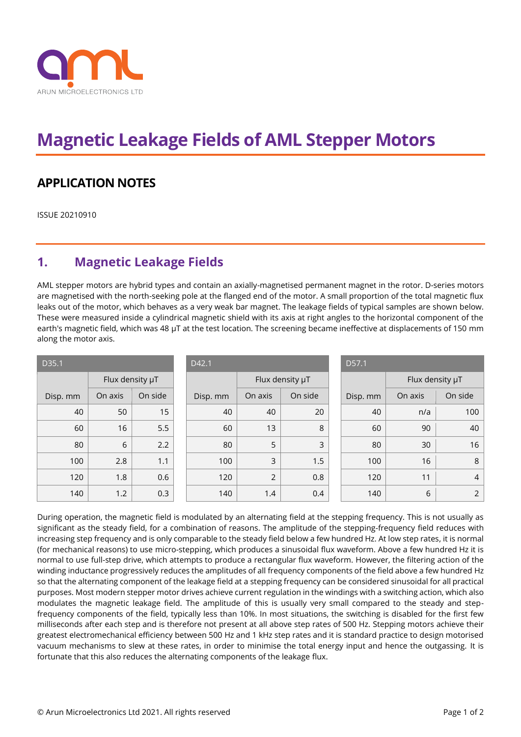ARUN MICROELECTRONICS LTD

# Magnetic Leakage Fields of AML Stepper Motors

## APPLICATION NOTES

ISSUE 20210910

## 1. Magnetic Leakage Fields

AML stepper motors are hybrid types and contain an axially-magnetised permanent magnet in the rotor. D-series motors are magnetised with the north-seeking pole at the flanged end of the motor. A small proportion of the total magnetic flux leaks out of the motor, which behaves as a very weak bar magnet. The leakage fields of typical samples are shown below. These were measured inside a cylindrical magnetic shield with its axis at right angles to the horizontal component of the earth's magnetic field, which was 48 µT at the test location. The screening became ineffective at displacements of 150 mm along the motor axis.

| D35.1 | | |
|---|---|---|
| | Flux density µT | |
| Disp. mm | On axis | On side |
| 40 | 50 | 15 |
| 60 | 16 | 5.5 |
| 80 | 6 | 2.2 |
| 100 | 2.8 | 1.1 |
| 120 | 1.8 | 0.6 |
| 140 | 1.2 | 0.3 |

| D42.1 | | |
|---|---|---|
| | Flux density µT | |
| Disp. mm | On axis | On side |
| 40 | 40 | 20 |
| 60 | 13 | 8 |
| 80 | 5 | 3 |
| 100 | 3 | 1.5 |
| 120 | 2 | 0.8 |
| 140 | 1.4 | 0.4 |

| D57.1 | | |
|---|---|---|
| | Flux density µT | |
| Disp. mm | On axis | On side |
| 40 | n/a | 100 |
| 60 | 90 | 40 |
| 80 | 30 | 16 |
| 100 | 16 | 8 |
| 120 | 11 | 4 |
| 140 | 6 | 2 |

During operation, the magnetic field is modulated by an alternating field at the stepping frequency. This is not usually as significant as the steady field, for a combination of reasons. The amplitude of the stepping-frequency field reduces with increasing step frequency and is only comparable to the steady field below a few hundred Hz. At low step rates, it is normal (for mechanical reasons) to use micro-stepping, which produces a sinusoidal flux waveform. Above a few hundred Hz it is normal to use full-step drive, which attempts to produce a rectangular flux waveform. However, the filtering action of the winding inductance progressively reduces the amplitudes of all frequency components of the field above a few hundred Hz so that the alternating component of the leakage field at a stepping frequency can be considered sinusoidal for all practical purposes. Most modern stepper motor drives achieve current regulation in the windings with a switching action, which also modulates the magnetic leakage field. The amplitude of this is usually very small compared to the steady and step-frequency components of the field, typically less than 10%. In most situations, the switching is disabled for the first few milliseconds after each step and is therefore not present at all above step rates of 500 Hz. Stepping motors achieve their greatest electromechanical efficiency between 500 Hz and 1 kHz step rates and it is standard practice to design motorised vacuum mechanisms to slew at these rates, in order to minimise the total energy input and hence the outgassing. It is fortunate that this also reduces the alternating components of the leakage flux.

© Arun Microelectronics Ltd 2021. All rights reserved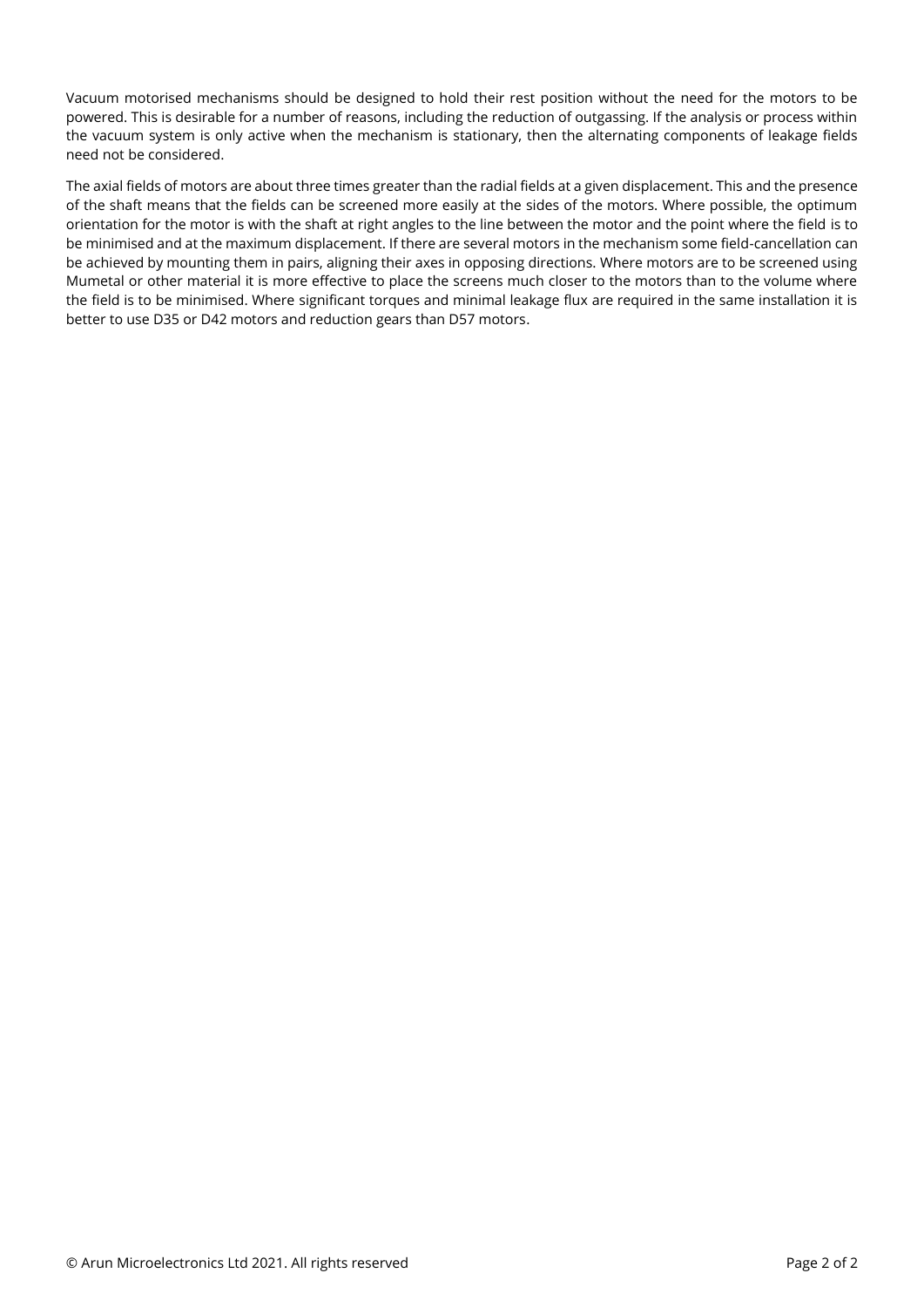Vacuum motorised mechanisms should be designed to hold their rest position without the need for the motors to be powered. This is desirable for a number of reasons, including the reduction of outgassing. If the analysis or process within the vacuum system is only active when the mechanism is stationary, then the alternating components of leakage fields need not be considered.

The axial fields of motors are about three times greater than the radial fields at a given displacement. This and the presence of the shaft means that the fields can be screened more easily at the sides of the motors. Where possible, the optimum orientation for the motor is with the shaft at right angles to the line between the motor and the point where the field is to be minimised and at the maximum displacement. If there are several motors in the mechanism some field-cancellation can be achieved by mounting them in pairs, aligning their axes in opposing directions. Where motors are to be screened using Mumetal or other material it is more effective to place the screens much closer to the motors than to the volume where the field is to be minimised. Where significant torques and minimal leakage flux are required in the same installation it is better to use D35 or D42 motors and reduction gears than D57 motors.

© Arun Microelectronics Ltd 2021. All rights reserved